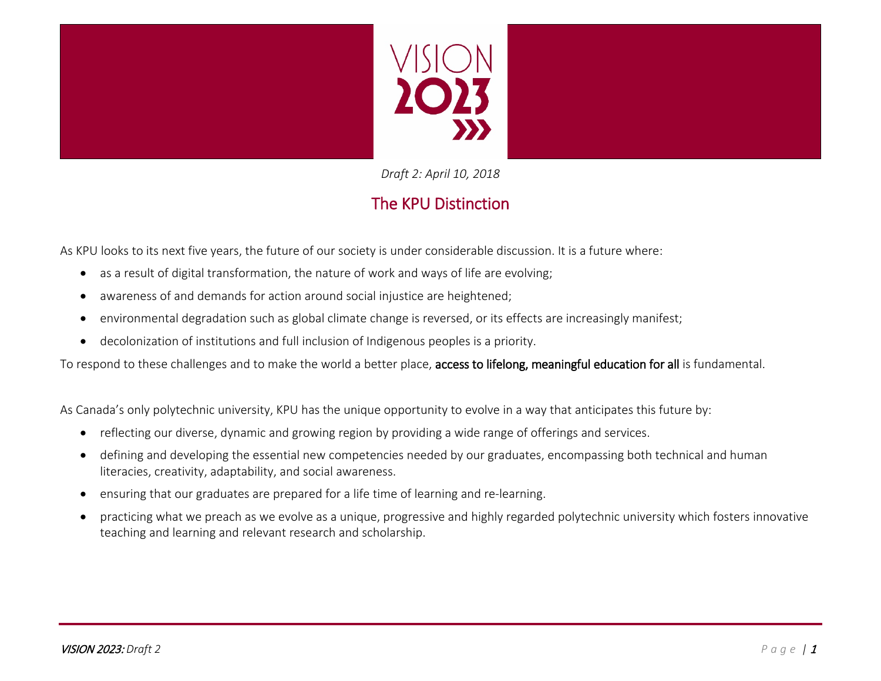VISION 2023

*Draft 2: April 10, 2018*

## The KPU Distinction

As KPU looks to its next five years, the future of our society is under considerable discussion. It is a future where:

- as a result of digital transformation, the nature of work and ways of life are evolving;
- awareness of and demands for action around social injustice are heightened;
- environmental degradation such as global climate change is reversed, or its effects are increasingly manifest;
- decolonization of institutions and full inclusion of Indigenous peoples is a priority.

To respond to these challenges and to make the world a better place, access to lifelong, meaningful education for all is fundamental.

As Canada's only polytechnic university, KPU has the unique opportunity to evolve in a way that anticipates this future by:

- reflecting our diverse, dynamic and growing region by providing a wide range of offerings and services.
- defining and developing the essential new competencies needed by our graduates, encompassing both technical and human literacies, creativity, adaptability, and social awareness.
- ensuring that our graduates are prepared for a life time of learning and re-learning.
- practicing what we preach as we evolve as a unique, progressive and highly regarded polytechnic university which fosters innovative teaching and learning and relevant research and scholarship.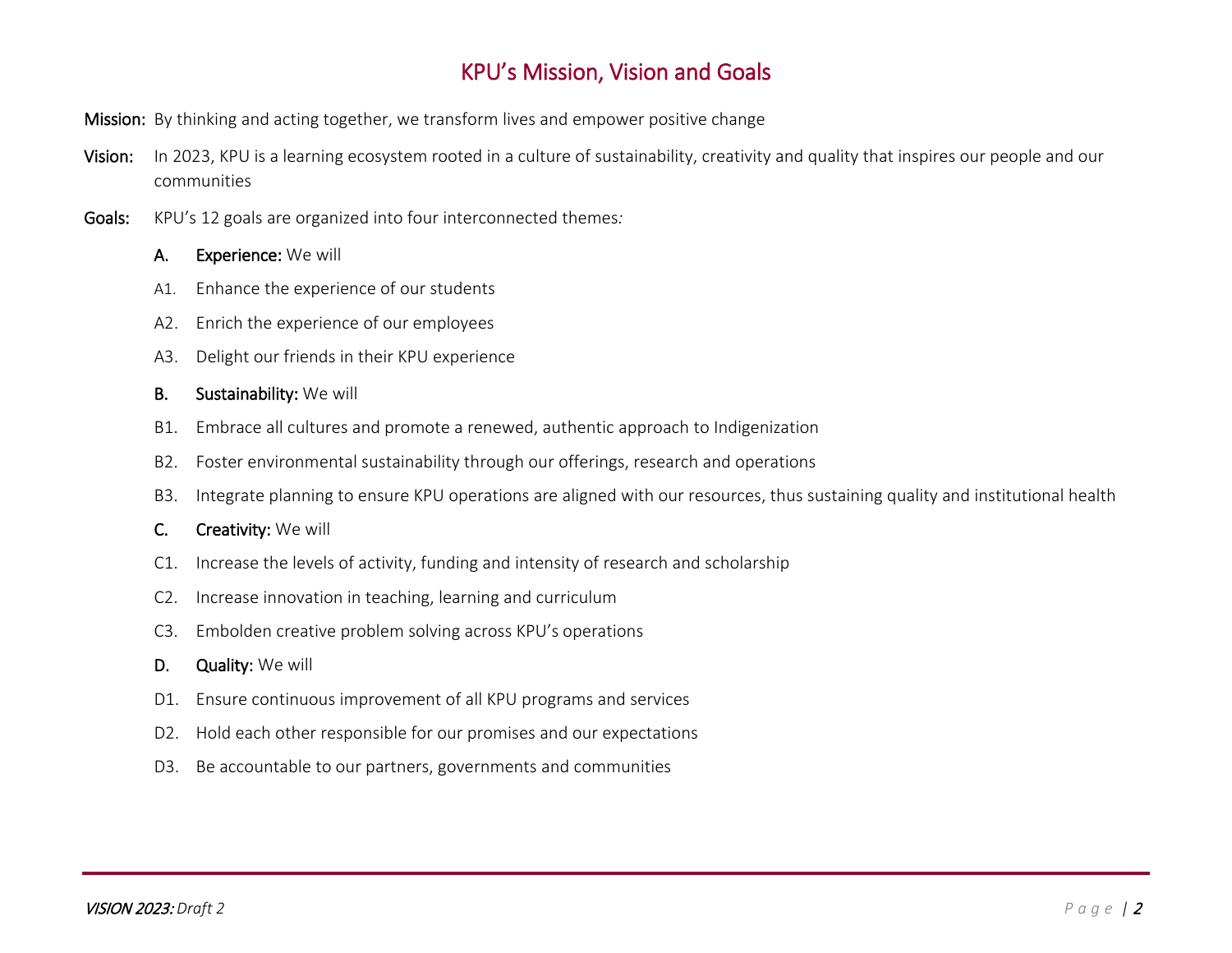# KPU's Mission, Vision and Goals

**Mission:** By thinking and acting together, we transform lives and empower positive change

**Vision:** In 2023, KPU is a learning ecosystem rooted in a culture of sustainability, creativity and quality that inspires our people and our communities

**Goals:** KPU's 12 goals are organized into four interconnected themes:

**A. Experience:** We will

- A1. Enhance the experience of our students
- A2. Enrich the experience of our employees
- A3. Delight our friends in their KPU experience

**B. Sustainability:** We will

- B1. Embrace all cultures and promote a renewed, authentic approach to Indigenization
- B2. Foster environmental sustainability through our offerings, research and operations
- B3. Integrate planning to ensure KPU operations are aligned with our resources, thus sustaining quality and institutional health

**C. Creativity:** We will

- C1. Increase the levels of activity, funding and intensity of research and scholarship
- C2. Increase innovation in teaching, learning and curriculum
- C3. Embolden creative problem solving across KPU's operations

**D. Quality:** We will

- D1. Ensure continuous improvement of all KPU programs and services
- D2. Hold each other responsible for our promises and our expectations
- D3. Be accountable to our partners, governments and communities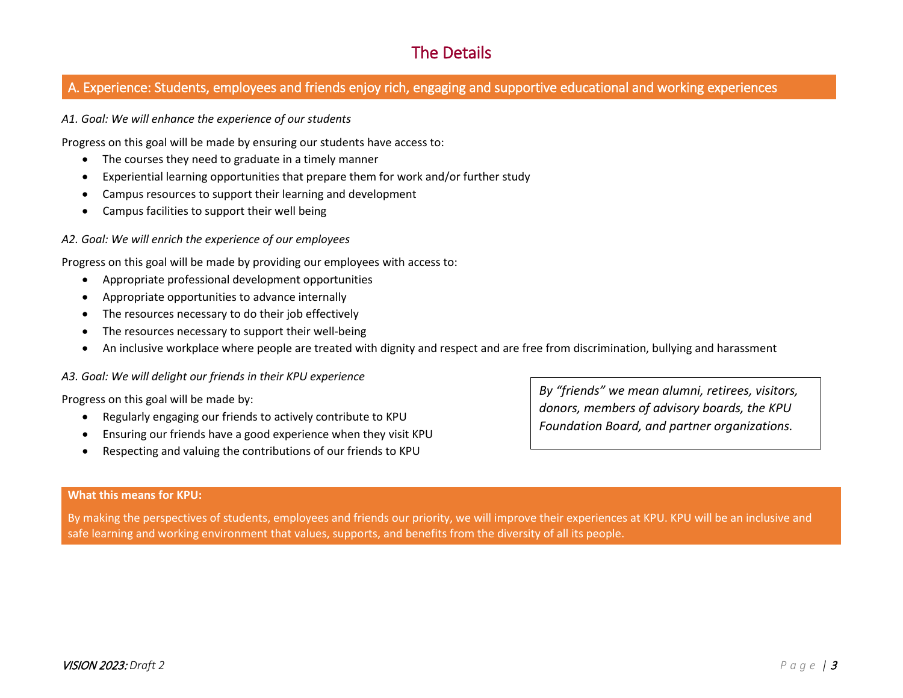# The Details

## A. Experience: Students, employees and friends enjoy rich, engaging and supportive educational and working experiences

*A1. Goal: We will enhance the experience of our students*

Progress on this goal will be made by ensuring our students have access to:

- The courses they need to graduate in a timely manner
- Experiential learning opportunities that prepare them for work and/or further study
- Campus resources to support their learning and development
- Campus facilities to support their well being

*A2. Goal: We will enrich the experience of our employees*

Progress on this goal will be made by providing our employees with access to:

- Appropriate professional development opportunities
- Appropriate opportunities to advance internally
- The resources necessary to do their job effectively
- The resources necessary to support their well-being
- An inclusive workplace where people are treated with dignity and respect and are free from discrimination, bullying and harassment

*A3. Goal: We will delight our friends in their KPU experience*

Progress on this goal will be made by:

- Regularly engaging our friends to actively contribute to KPU
- Ensuring our friends have a good experience when they visit KPU
- Respecting and valuing the contributions of our friends to KPU

*By "friends" we mean alumni, retirees, visitors, donors, members of advisory boards, the KPU Foundation Board, and partner organizations.*

**What this means for KPU:**

By making the perspectives of students, employees and friends our priority, we will improve their experiences at KPU. KPU will be an inclusive and safe learning and working environment that values, supports, and benefits from the diversity of all its people.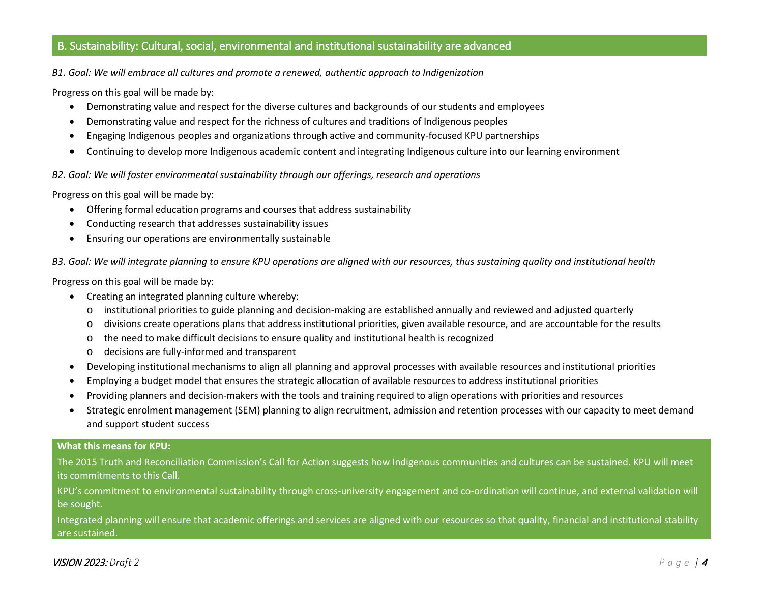## B. Sustainability: Cultural, social, environmental and institutional sustainability are advanced

*B1. Goal: We will embrace all cultures and promote a renewed, authentic approach to Indigenization*

Progress on this goal will be made by:

- Demonstrating value and respect for the diverse cultures and backgrounds of our students and employees
- Demonstrating value and respect for the richness of cultures and traditions of Indigenous peoples
- Engaging Indigenous peoples and organizations through active and community-focused KPU partnerships
- Continuing to develop more Indigenous academic content and integrating Indigenous culture into our learning environment

*B2. Goal: We will foster environmental sustainability through our offerings, research and operations*

Progress on this goal will be made by:

- Offering formal education programs and courses that address sustainability
- Conducting research that addresses sustainability issues
- Ensuring our operations are environmentally sustainable

*B3. Goal: We will integrate planning to ensure KPU operations are aligned with our resources, thus sustaining quality and institutional health*

Progress on this goal will be made by:

- Creating an integrated planning culture whereby:
  - institutional priorities to guide planning and decision-making are established annually and reviewed and adjusted quarterly
  - divisions create operations plans that address institutional priorities, given available resource, and are accountable for the results
  - the need to make difficult decisions to ensure quality and institutional health is recognized
  - decisions are fully-informed and transparent
- Developing institutional mechanisms to align all planning and approval processes with available resources and institutional priorities
- Employing a budget model that ensures the strategic allocation of available resources to address institutional priorities
- Providing planners and decision-makers with the tools and training required to align operations with priorities and resources
- Strategic enrolment management (SEM) planning to align recruitment, admission and retention processes with our capacity to meet demand and support student success

**What this means for KPU:**

The 2015 Truth and Reconciliation Commission's Call for Action suggests how Indigenous communities and cultures can be sustained. KPU will meet its commitments to this Call.

KPU's commitment to environmental sustainability through cross-university engagement and co-ordination will continue, and external validation will be sought.

Integrated planning will ensure that academic offerings and services are aligned with our resources so that quality, financial and institutional stability are sustained.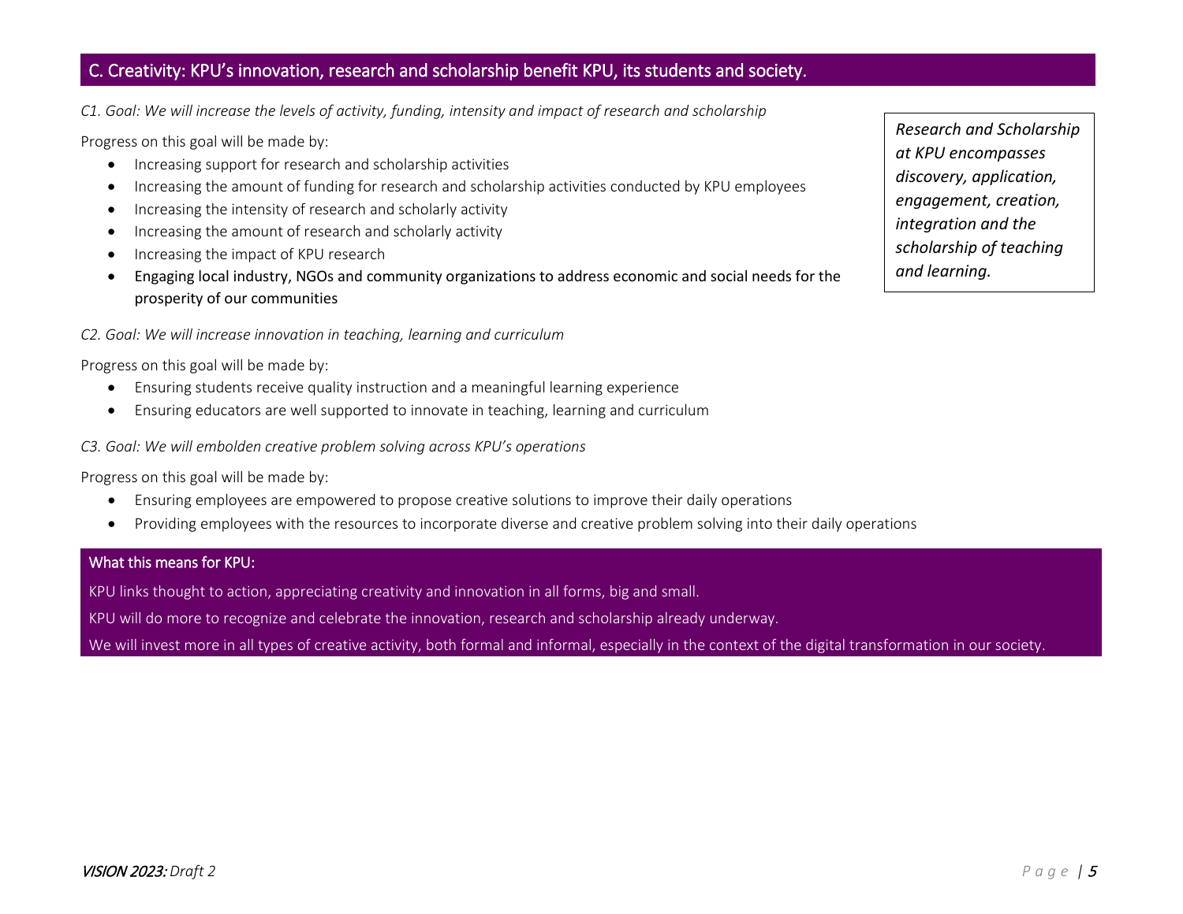## C. Creativity: KPU's innovation, research and scholarship benefit KPU, its students and society.

*C1. Goal: We will increase the levels of activity, funding, intensity and impact of research and scholarship*

Progress on this goal will be made by:

- Increasing support for research and scholarship activities
- Increasing the amount of funding for research and scholarship activities conducted by KPU employees
- Increasing the intensity of research and scholarly activity
- Increasing the amount of research and scholarly activity
- Increasing the impact of KPU research
- Engaging local industry, NGOs and community organizations to address economic and social needs for the prosperity of our communities

> ***Research and Scholarship at KPU encompasses discovery, application, engagement, creation, integration and the scholarship of teaching and learning.***

*C2. Goal: We will increase innovation in teaching, learning and curriculum*

Progress on this goal will be made by:

- Ensuring students receive quality instruction and a meaningful learning experience
- Ensuring educators are well supported to innovate in teaching, learning and curriculum

*C3. Goal: We will embolden creative problem solving across KPU's operations*

Progress on this goal will be made by:

- Ensuring employees are empowered to propose creative solutions to improve their daily operations
- Providing employees with the resources to incorporate diverse and creative problem solving into their daily operations

### What this means for KPU:

KPU links thought to action, appreciating creativity and innovation in all forms, big and small.

KPU will do more to recognize and celebrate the innovation, research and scholarship already underway.

We will invest more in all types of creative activity, both formal and informal, especially in the context of the digital transformation in our society.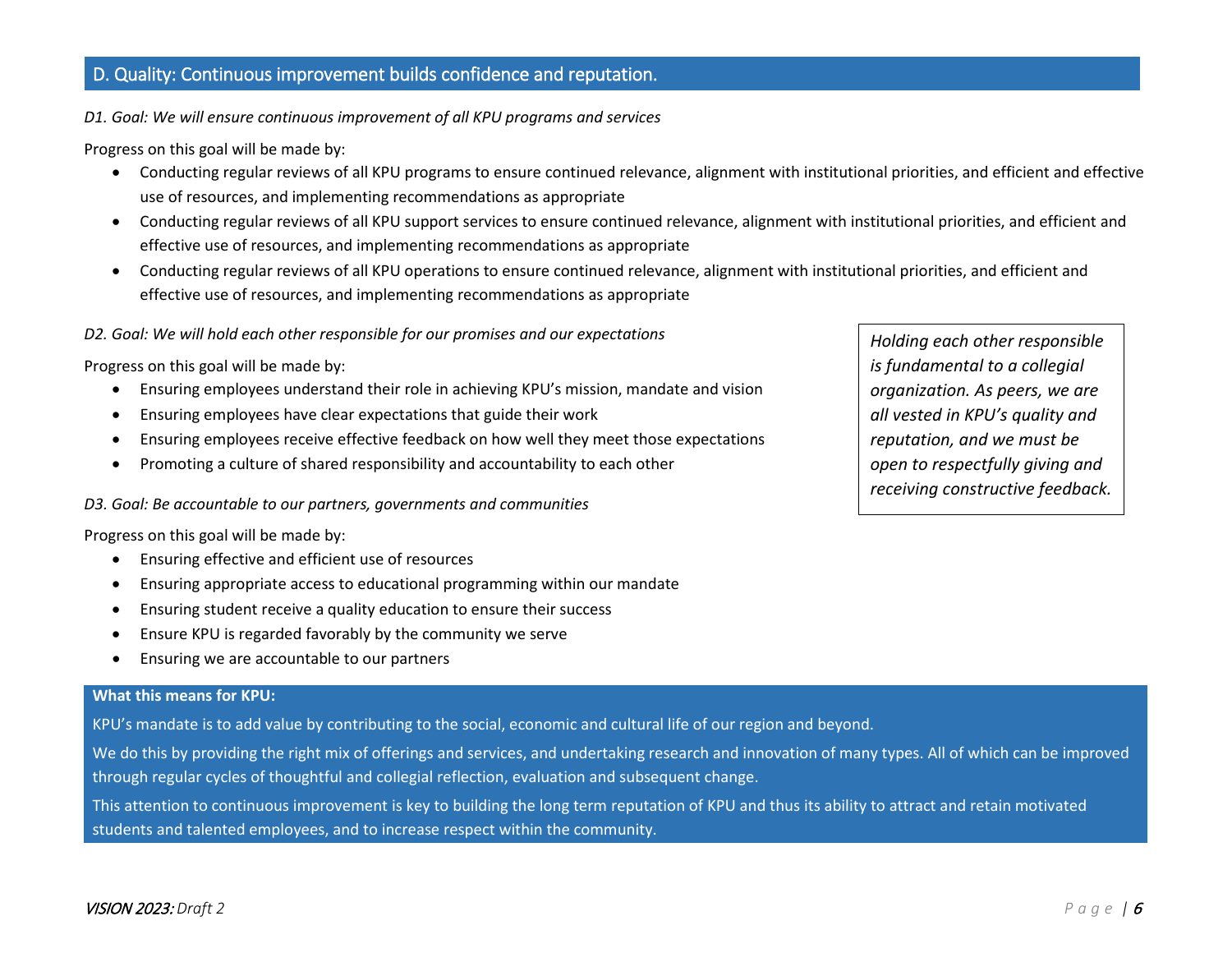## D. Quality: Continuous improvement builds confidence and reputation.

*D1. Goal: We will ensure continuous improvement of all KPU programs and services*

Progress on this goal will be made by:

- Conducting regular reviews of all KPU programs to ensure continued relevance, alignment with institutional priorities, and efficient and effective use of resources, and implementing recommendations as appropriate
- Conducting regular reviews of all KPU support services to ensure continued relevance, alignment with institutional priorities, and efficient and effective use of resources, and implementing recommendations as appropriate
- Conducting regular reviews of all KPU operations to ensure continued relevance, alignment with institutional priorities, and efficient and effective use of resources, and implementing recommendations as appropriate

*D2. Goal: We will hold each other responsible for our promises and our expectations*

Progress on this goal will be made by:

- Ensuring employees understand their role in achieving KPU's mission, mandate and vision
- Ensuring employees have clear expectations that guide their work
- Ensuring employees receive effective feedback on how well they meet those expectations
- Promoting a culture of shared responsibility and accountability to each other

*Holding each other responsible is fundamental to a collegial organization. As peers, we are all vested in KPU's quality and reputation, and we must be open to respectfully giving and receiving constructive feedback.*

*D3. Goal: Be accountable to our partners, governments and communities*

Progress on this goal will be made by:

- Ensuring effective and efficient use of resources
- Ensuring appropriate access to educational programming within our mandate
- Ensuring student receive a quality education to ensure their success
- Ensure KPU is regarded favorably by the community we serve
- Ensuring we are accountable to our partners

**What this means for KPU:**

KPU's mandate is to add value by contributing to the social, economic and cultural life of our region and beyond.

We do this by providing the right mix of offerings and services, and undertaking research and innovation of many types. All of which can be improved through regular cycles of thoughtful and collegial reflection, evaluation and subsequent change.

This attention to continuous improvement is key to building the long term reputation of KPU and thus its ability to attract and retain motivated students and talented employees, and to increase respect within the community.